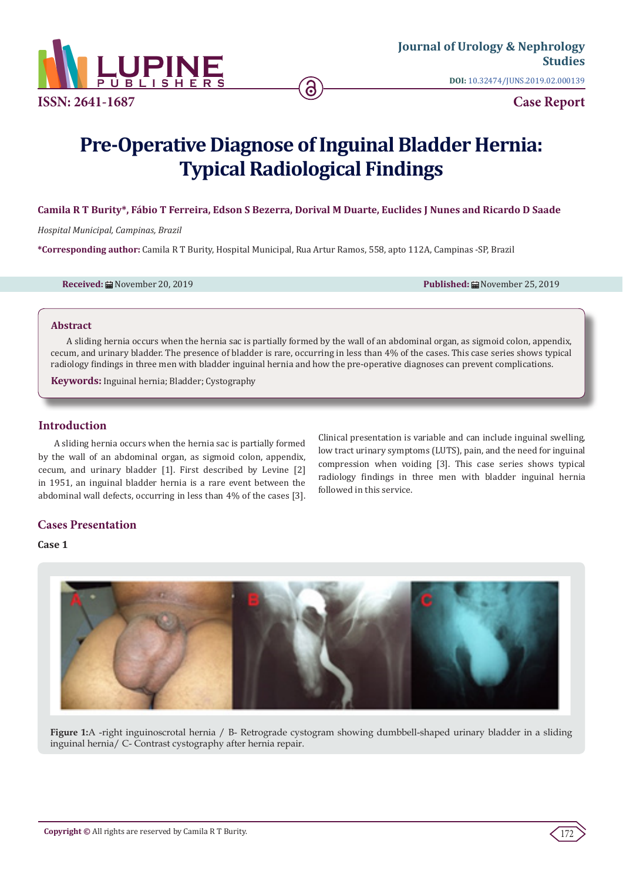Journal of Urology & Nephrology Studies

DOI: 10.32474/JUNS.2019.02.000139

ISSN: 2641-1687

Case Report

# Pre-Operative Diagnose of Inguinal Bladder Hernia: Typical Radiological Findings

**Camila R T Burity*, Fábio T Ferreira, Edson S Bezerra, Dorival M Duarte, Euclides J Nunes and Ricardo D Saade**

*Hospital Municipal, Campinas, Brazil*

**\*Corresponding author:** Camila R T Burity, Hospital Municipal, Rua Artur Ramos, 558, apto 112A, Campinas -SP, Brazil

**Received:** November 20, 2019

**Published:** November 25, 2019

## Abstract

A sliding hernia occurs when the hernia sac is partially formed by the wall of an abdominal organ, as sigmoid colon, appendix, cecum, and urinary bladder. The presence of bladder is rare, occurring in less than 4% of the cases. This case series shows typical radiology findings in three men with bladder inguinal hernia and how the pre-operative diagnoses can prevent complications.

**Keywords:** Inguinal hernia; Bladder; Cystography

## Introduction

A sliding hernia occurs when the hernia sac is partially formed by the wall of an abdominal organ, as sigmoid colon, appendix, cecum, and urinary bladder [1]. First described by Levine [2] in 1951, an inguinal bladder hernia is a rare event between the abdominal wall defects, occurring in less than 4% of the cases [3]. Clinical presentation is variable and can include inguinal swelling, low tract urinary symptoms (LUTS), pain, and the need for inguinal compression when voiding [3]. This case series shows typical radiology findings in three men with bladder inguinal hernia followed in this service.

## Cases Presentation

### Case 1

**Figure 1:** A -right inguinoscrotal hernia / B- Retrograde cystogram showing dumbbell-shaped urinary bladder in a sliding inguinal hernia/ C- Contrast cystography after hernia repair.

**Copyright ©** All rights are reserved by Camila R T Burity.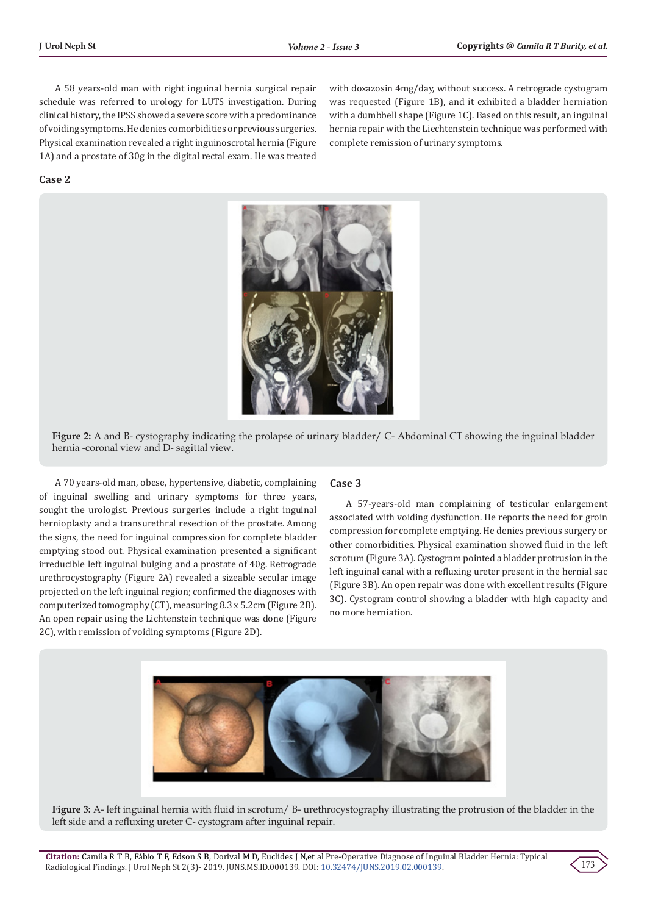A 58 years-old man with right inguinal hernia surgical repair schedule was referred to urology for LUTS investigation. During clinical history, the IPSS showed a severe score with a predominance of voiding symptoms. He denies comorbidities or previous surgeries. Physical examination revealed a right inguinoscrotal hernia (Figure 1A) and a prostate of 30g in the digital rectal exam. He was treated with doxazosin 4mg/day, without success. A retrograde cystogram was requested (Figure 1B), and it exhibited a bladder herniation with a dumbbell shape (Figure 1C). Based on this result, an inguinal hernia repair with the Liechtenstein technique was performed with complete remission of urinary symptoms.

## Case 2

**Figure 2:** A and B- cystography indicating the prolapse of urinary bladder/ C- Abdominal CT showing the inguinal bladder hernia -coronal view and D- sagittal view.

A 70 years-old man, obese, hypertensive, diabetic, complaining of inguinal swelling and urinary symptoms for three years, sought the urologist. Previous surgeries include a right inguinal hernioplasty and a transurethral resection of the prostate. Among the signs, the need for inguinal compression for complete bladder emptying stood out. Physical examination presented a significant irreducible left inguinal bulging and a prostate of 40g. Retrograde urethrocystography (Figure 2A) revealed a sizeable secular image projected on the left inguinal region; confirmed the diagnoses with computerized tomography (CT), measuring 8.3 x 5.2cm (Figure 2B). An open repair using the Lichtenstein technique was done (Figure 2C), with remission of voiding symptoms (Figure 2D).

## Case 3

A 57-years-old man complaining of testicular enlargement associated with voiding dysfunction. He reports the need for groin compression for complete emptying. He denies previous surgery or other comorbidities. Physical examination showed fluid in the left scrotum (Figure 3A). Cystogram pointed a bladder protrusion in the left inguinal canal with a refluxing ureter present in the hernial sac (Figure 3B). An open repair was done with excellent results (Figure 3C). Cystogram control showing a bladder with high capacity and no more herniation.

**Figure 3:** A- left inguinal hernia with fluid in scrotum/ B- urethrocystography illustrating the protrusion of the bladder in the left side and a refluxing ureter C- cystogram after inguinal repair.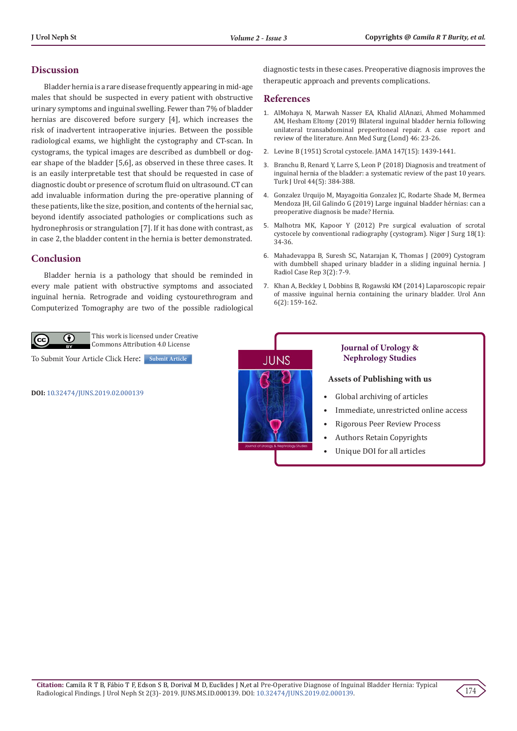## Discussion

Bladder hernia is a rare disease frequently appearing in mid-age males that should be suspected in every patient with obstructive urinary symptoms and inguinal swelling. Fewer than 7% of bladder hernias are discovered before surgery [4], which increases the risk of inadvertent intraoperative injuries. Between the possible radiological exams, we highlight the cystography and CT-scan. In cystograms, the typical images are described as dumbbell or dog-ear shape of the bladder [5,6], as observed in these three cases. It is an easily interpretable test that should be requested in case of diagnostic doubt or presence of scrotum fluid on ultrasound. CT can add invaluable information during the pre-operative planning of these patients, like the size, position, and contents of the hernial sac, beyond identify associated pathologies or complications such as hydronephrosis or strangulation [7]. If it has done with contrast, as in case 2, the bladder content in the hernia is better demonstrated.

## Conclusion

Bladder hernia is a pathology that should be reminded in every male patient with obstructive symptoms and associated inguinal hernia. Retrograde and voiding cystourethrogram and Computerized Tomography are two of the possible radiological diagnostic tests in these cases. Preoperative diagnosis improves the therapeutic approach and prevents complications.

## References

1. AlMohaya N, Marwah Nasser EA, Khalid AlAnazi, Ahmed Mohammed AM, Hesham Eltomy (2019) Bilateral inguinal bladder hernia following unilateral transabdominal preperitoneal repair. A case report and review of the literature. Ann Med Surg (Lond) 46: 23-26.
2. Levine B (1951) Scrotal cystocele. JAMA 147(15): 1439-1441.
3. Branchu B, Renard Y, Larre S, Leon P (2018) Diagnosis and treatment of inguinal hernia of the bladder: a systematic review of the past 10 years. Turk J Urol 44(5): 384-388.
4. Gonzalez Urquijo M, Mayagoitia Gonzalez JC, Rodarte Shade M, Bermea Mendoza JH, Gil Galindo G (2019) Large inguinal bladder hérnias: can a preoperative diagnosis be made? Hernia.
5. Malhotra MK, Kapoor Y (2012) Pre surgical evaluation of scrotal cystocele by conventional radiography (cystogram). Niger J Surg 18(1): 34-36.
6. Mahadevappa B, Suresh SC, Natarajan K, Thomas J (2009) Cystogram with dumbbell shaped urinary bladder in a sliding inguinal hernia. J Radiol Case Rep 3(2): 7-9.
7. Khan A, Beckley I, Dobbins B, Rogawski KM (2014) Laparoscopic repair of massive inguinal hernia containing the urinary bladder. Urol Ann 6(2): 159-162.

This work is licensed under Creative Commons Attribution 4.0 License

To Submit Your Article Click Here: Submit Article

**DOI:** 10.32474/JUNS.2019.02.000139

**Journal of Urology & Nephrology Studies**

**Assets of Publishing with us**

- Global archiving of articles
- Immediate, unrestricted online access
- Rigorous Peer Review Process
- Authors Retain Copyrights
- Unique DOI for all articles

**Citation:** Camila R T B, Fábio T F, Edson S B, Dorival M D, Euclides J N,et al Pre-Operative Diagnose of Inguinal Bladder Hernia: Typical Radiological Findings. J Urol Neph St 2(3)- 2019. JUNS.MS.ID.000139. DOI: 10.32474/JUNS.2019.02.000139.